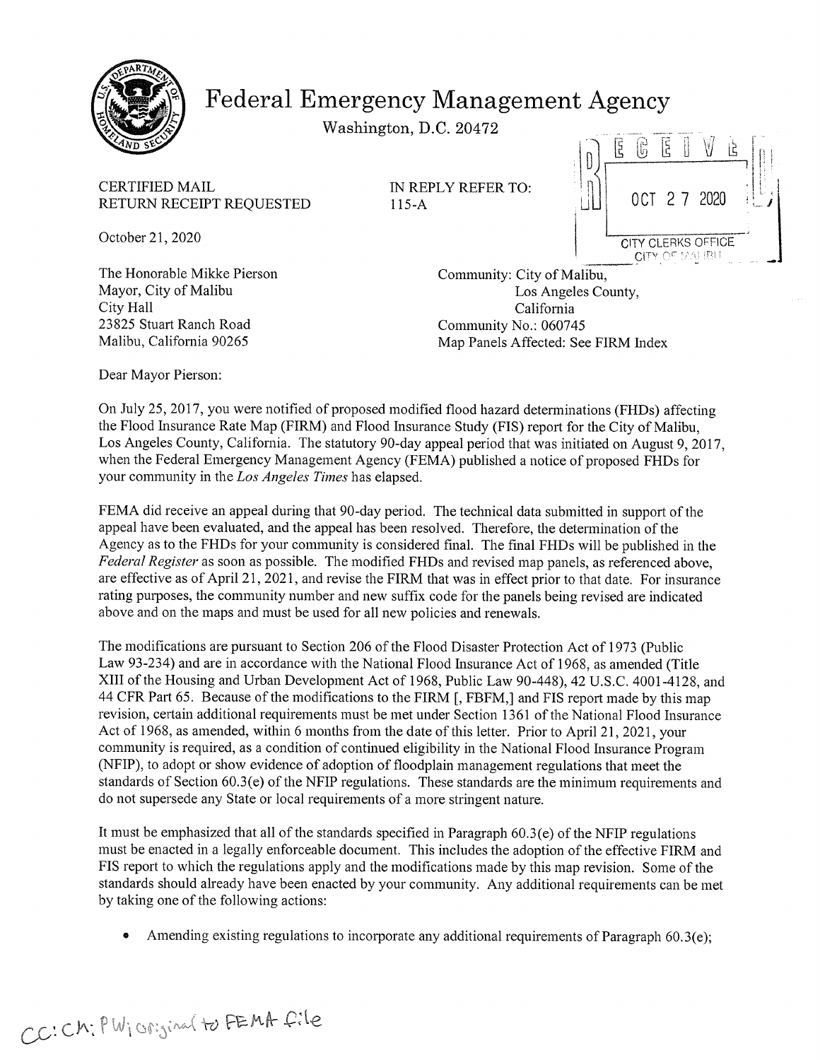# Federal Emergency Management Agency

Washington, D.C. 20472

RECEIVED
OCT 27 2020
CITY CLERKS OFFICE
CITY OF MALIBU

CERTIFIED MAIL
RETURN RECEIPT REQUESTED

IN REPLY REFER TO:
115-A

October 21, 2020

The Honorable Mikke Pierson
Mayor, City of Malibu
City Hall
23825 Stuart Ranch Road
Malibu, California 90265

Community: City of Malibu,
Los Angeles County,
California
Community No.: 060745
Map Panels Affected: See FIRM Index

Dear Mayor Pierson:

On July 25, 2017, you were notified of proposed modified flood hazard determinations (FHDs) affecting the Flood Insurance Rate Map (FIRM) and Flood Insurance Study (FIS) report for the City of Malibu, Los Angeles County, California. The statutory 90-day appeal period that was initiated on August 9, 2017, when the Federal Emergency Management Agency (FEMA) published a notice of proposed FHDs for your community in the *Los Angeles Times* has elapsed.

FEMA did receive an appeal during that 90-day period. The technical data submitted in support of the appeal have been evaluated, and the appeal has been resolved. Therefore, the determination of the Agency as to the FHDs for your community is considered final. The final FHDs will be published in the *Federal Register* as soon as possible. The modified FHDs and revised map panels, as referenced above, are effective as of April 21, 2021, and revise the FIRM that was in effect prior to that date. For insurance rating purposes, the community number and new suffix code for the panels being revised are indicated above and on the maps and must be used for all new policies and renewals.

The modifications are pursuant to Section 206 of the Flood Disaster Protection Act of 1973 (Public Law 93-234) and are in accordance with the National Flood Insurance Act of 1968, as amended (Title XIII of the Housing and Urban Development Act of 1968, Public Law 90-448), 42 U.S.C. 4001-4128, and 44 CFR Part 65. Because of the modifications to the FIRM [, FBFM,] and FIS report made by this map revision, certain additional requirements must be met under Section 1361 of the National Flood Insurance Act of 1968, as amended, within 6 months from the date of this letter. Prior to April 21, 2021, your community is required, as a condition of continued eligibility in the National Flood Insurance Program (NFIP), to adopt or show evidence of adoption of floodplain management regulations that meet the standards of Section 60.3(e) of the NFIP regulations. These standards are the minimum requirements and do not supersede any State or local requirements of a more stringent nature.

It must be emphasized that all of the standards specified in Paragraph 60.3(e) of the NFIP regulations must be enacted in a legally enforceable document. This includes the adoption of the effective FIRM and FIS report to which the regulations apply and the modifications made by this map revision. Some of the standards should already have been enacted by your community. Any additional requirements can be met by taking one of the following actions:

- Amending existing regulations to incorporate any additional requirements of Paragraph 60.3(e);

CC: CM; PW; original to FEMA file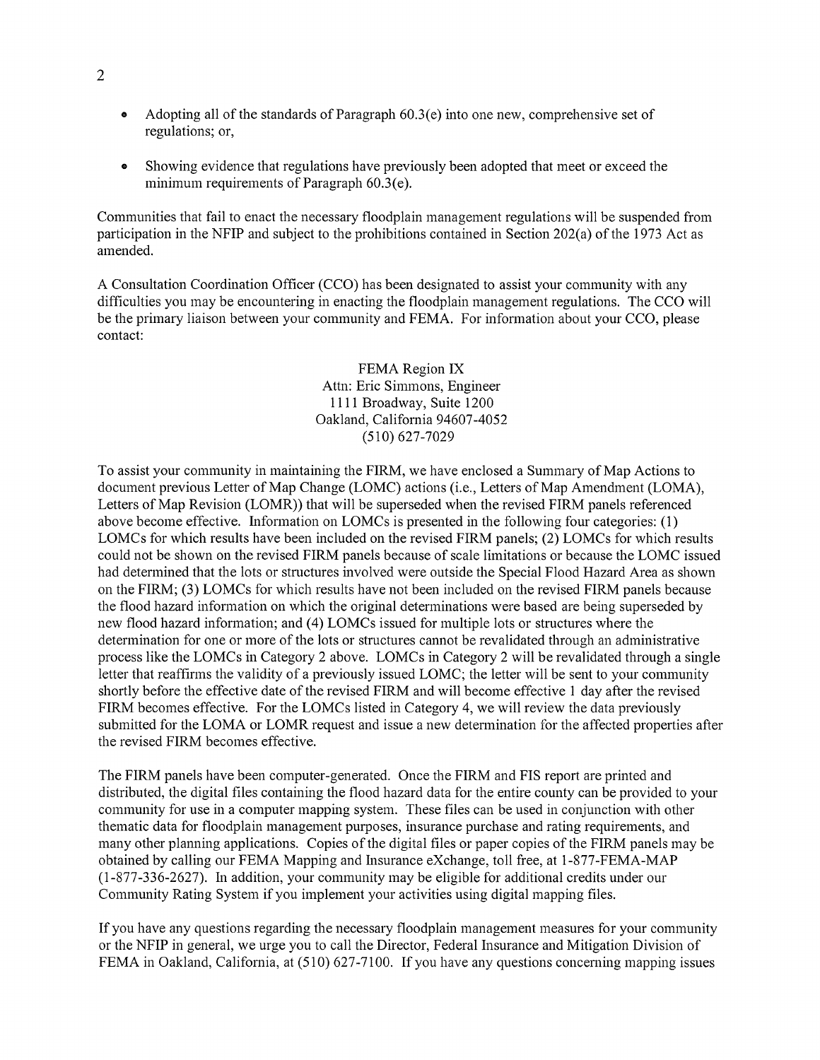- Adopting all of the standards of Paragraph 60.3(e) into one new, comprehensive set of regulations; or,
- Showing evidence that regulations have previously been adopted that meet or exceed the minimum requirements of Paragraph 60.3(e).

Communities that fail to enact the necessary floodplain management regulations will be suspended from participation in the NFIP and subject to the prohibitions contained in Section 202(a) of the 1973 Act as amended.

A Consultation Coordination Officer (CCO) has been designated to assist your community with any difficulties you may be encountering in enacting the floodplain management regulations. The CCO will be the primary liaison between your community and FEMA. For information about your CCO, please contact:

FEMA Region IX
Attn: Eric Simmons, Engineer
1111 Broadway, Suite 1200
Oakland, California 94607-4052
(510) 627-7029

To assist your community in maintaining the FIRM, we have enclosed a Summary of Map Actions to document previous Letter of Map Change (LOMC) actions (i.e., Letters of Map Amendment (LOMA), Letters of Map Revision (LOMR)) that will be superseded when the revised FIRM panels referenced above become effective. Information on LOMCs is presented in the following four categories: (1) LOMCs for which results have been included on the revised FIRM panels; (2) LOMCs for which results could not be shown on the revised FIRM panels because of scale limitations or because the LOMC issued had determined that the lots or structures involved were outside the Special Flood Hazard Area as shown on the FIRM; (3) LOMCs for which results have not been included on the revised FIRM panels because the flood hazard information on which the original determinations were based are being superseded by new flood hazard information; and (4) LOMCs issued for multiple lots or structures where the determination for one or more of the lots or structures cannot be revalidated through an administrative process like the LOMCs in Category 2 above. LOMCs in Category 2 will be revalidated through a single letter that reaffirms the validity of a previously issued LOMC; the letter will be sent to your community shortly before the effective date of the revised FIRM and will become effective 1 day after the revised FIRM becomes effective. For the LOMCs listed in Category 4, we will review the data previously submitted for the LOMA or LOMR request and issue a new determination for the affected properties after the revised FIRM becomes effective.

The FIRM panels have been computer-generated. Once the FIRM and FIS report are printed and distributed, the digital files containing the flood hazard data for the entire county can be provided to your community for use in a computer mapping system. These files can be used in conjunction with other thematic data for floodplain management purposes, insurance purchase and rating requirements, and many other planning applications. Copies of the digital files or paper copies of the FIRM panels may be obtained by calling our FEMA Mapping and Insurance eXchange, toll free, at 1-877-FEMA-MAP (1-877-336-2627). In addition, your community may be eligible for additional credits under our Community Rating System if you implement your activities using digital mapping files.

If you have any questions regarding the necessary floodplain management measures for your community or the NFIP in general, we urge you to call the Director, Federal Insurance and Mitigation Division of FEMA in Oakland, California, at (510) 627-7100. If you have any questions concerning mapping issues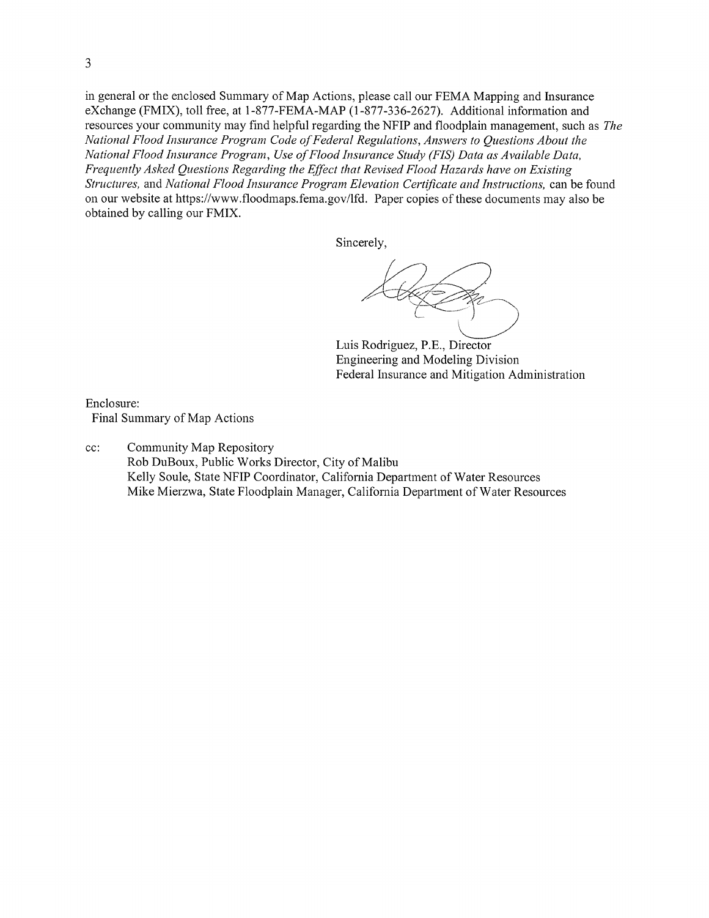in general or the enclosed Summary of Map Actions, please call our FEMA Mapping and Insurance eXchange (FMIX), toll free, at 1-877-FEMA-MAP (1-877-336-2627). Additional information and resources your community may find helpful regarding the NFIP and floodplain management, such as *The National Flood Insurance Program Code of Federal Regulations*, *Answers to Questions About the National Flood Insurance Program*, *Use of Flood Insurance Study (FIS) Data as Available Data*, *Frequently Asked Questions Regarding the Effect that Revised Flood Hazards have on Existing Structures,* and *National Flood Insurance Program Elevation Certificate and Instructions,* can be found on our website at https://www.floodmaps.fema.gov/lfd. Paper copies of these documents may also be obtained by calling our FMIX.

Sincerely,

Luis Rodriguez, P.E., Director
Engineering and Modeling Division
Federal Insurance and Mitigation Administration

Enclosure:
Final Summary of Map Actions

cc: Community Map Repository
Rob DuBoux, Public Works Director, City of Malibu
Kelly Soule, State NFIP Coordinator, California Department of Water Resources
Mike Mierzwa, State Floodplain Manager, California Department of Water Resources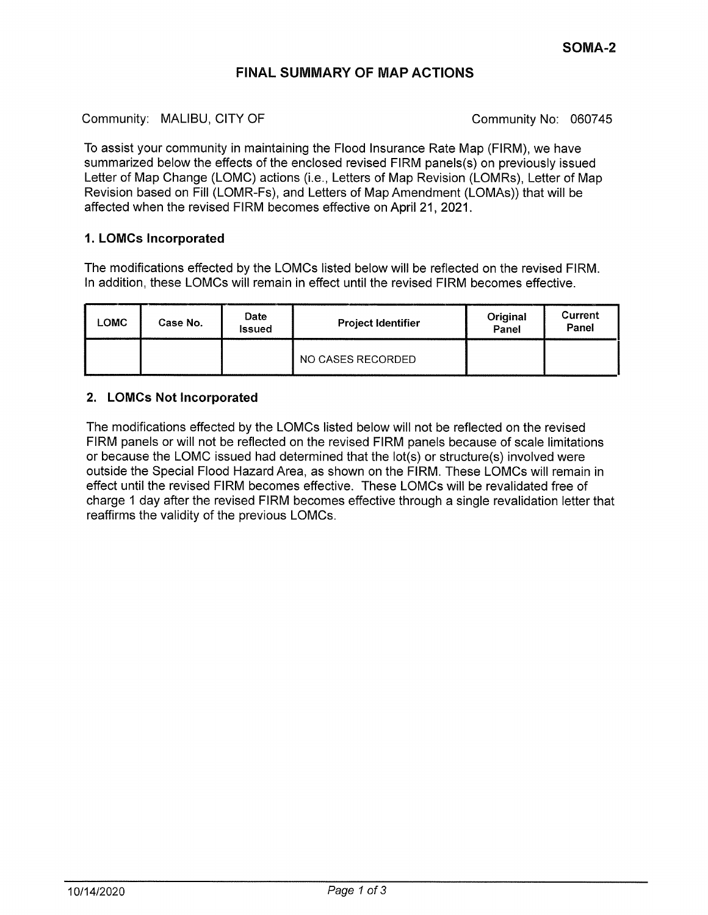SOMA-2

# FINAL SUMMARY OF MAP ACTIONS

Community: MALIBU, CITY OF Community No: 060745

To assist your community in maintaining the Flood Insurance Rate Map (FIRM), we have summarized below the effects of the enclosed revised FIRM panels(s) on previously issued Letter of Map Change (LOMC) actions (i.e., Letters of Map Revision (LOMRs), Letter of Map Revision based on Fill (LOMR-Fs), and Letters of Map Amendment (LOMAs)) that will be affected when the revised FIRM becomes effective on April 21, 2021.

## 1. LOMCs Incorporated

The modifications effected by the LOMCs listed below will be reflected on the revised FIRM. In addition, these LOMCs will remain in effect until the revised FIRM becomes effective.

| LOMC | Case No. | Date Issued | Project Identifier | Original Panel | Current Panel |
|---|---|---|---|---|---|
| | | | NO CASES RECORDED | | |

## 2. LOMCs Not Incorporated

The modifications effected by the LOMCs listed below will not be reflected on the revised FIRM panels or will not be reflected on the revised FIRM panels because of scale limitations or because the LOMC issued had determined that the lot(s) or structure(s) involved were outside the Special Flood Hazard Area, as shown on the FIRM. These LOMCs will remain in effect until the revised FIRM becomes effective. These LOMCs will be revalidated free of charge 1 day after the revised FIRM becomes effective through a single revalidation letter that reaffirms the validity of the previous LOMCs.

10/14/2020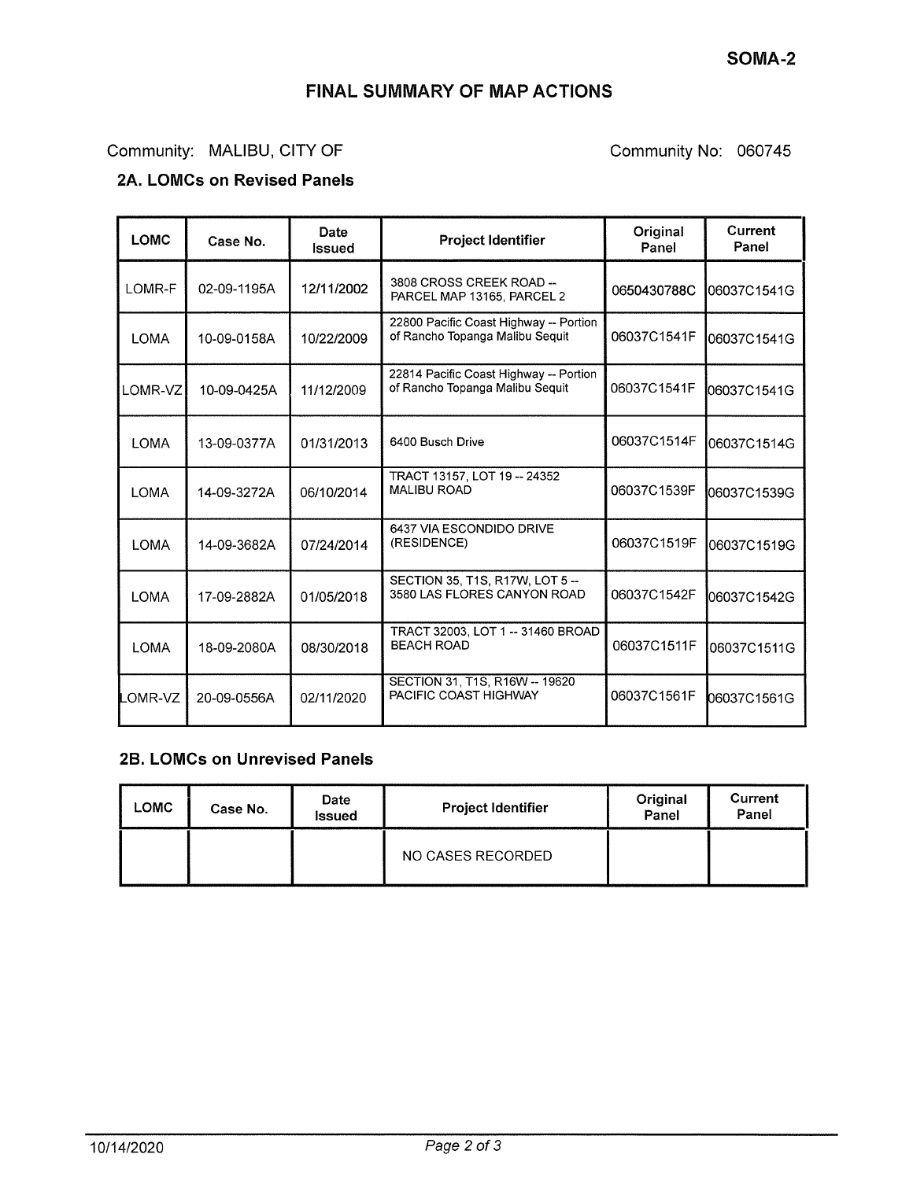SOMA-2

# FINAL SUMMARY OF MAP ACTIONS

Community: MALIBU, CITY OF — Community No: 060745

## 2A. LOMCs on Revised Panels

| LOMC | Case No. | Date Issued | Project Identifier | Original Panel | Current Panel |
|---|---|---|---|---|---|
| LOMR-F | 02-09-1195A | 12/11/2002 | 3808 CROSS CREEK ROAD -- PARCEL MAP 13165, PARCEL 2 | 0650430788C | 06037C1541G |
| LOMA | 10-09-0158A | 10/22/2009 | 22800 Pacific Coast Highway -- Portion of Rancho Topanga Malibu Sequit | 06037C1541F | 06037C1541G |
| LOMR-VZ | 10-09-0425A | 11/12/2009 | 22814 Pacific Coast Highway -- Portion of Rancho Topanga Malibu Sequit | 06037C1541F | 06037C1541G |
| LOMA | 13-09-0377A | 01/31/2013 | 6400 Busch Drive | 06037C1514F | 06037C1514G |
| LOMA | 14-09-3272A | 06/10/2014 | TRACT 13157, LOT 19 -- 24352 MALIBU ROAD | 06037C1539F | 06037C1539G |
| LOMA | 14-09-3682A | 07/24/2014 | 6437 VIA ESCONDIDO DRIVE (RESIDENCE) | 06037C1519F | 06037C1519G |
| LOMA | 17-09-2882A | 01/05/2018 | SECTION 35, T1S, R17W, LOT 5 -- 3580 LAS FLORES CANYON ROAD | 06037C1542F | 06037C1542G |
| LOMA | 18-09-2080A | 08/30/2018 | TRACT 32003, LOT 1 -- 31460 BROAD BEACH ROAD | 06037C1511F | 06037C1511G |
| LOMR-VZ | 20-09-0556A | 02/11/2020 | SECTION 31, T1S, R16W -- 19620 PACIFIC COAST HIGHWAY | 06037C1561F | 06037C1561G |

## 2B. LOMCs on Unrevised Panels

| LOMC | Case No. | Date Issued | Project Identifier | Original Panel | Current Panel |
|---|---|---|---|---|---|
| | | | NO CASES RECORDED | | |

10/14/2020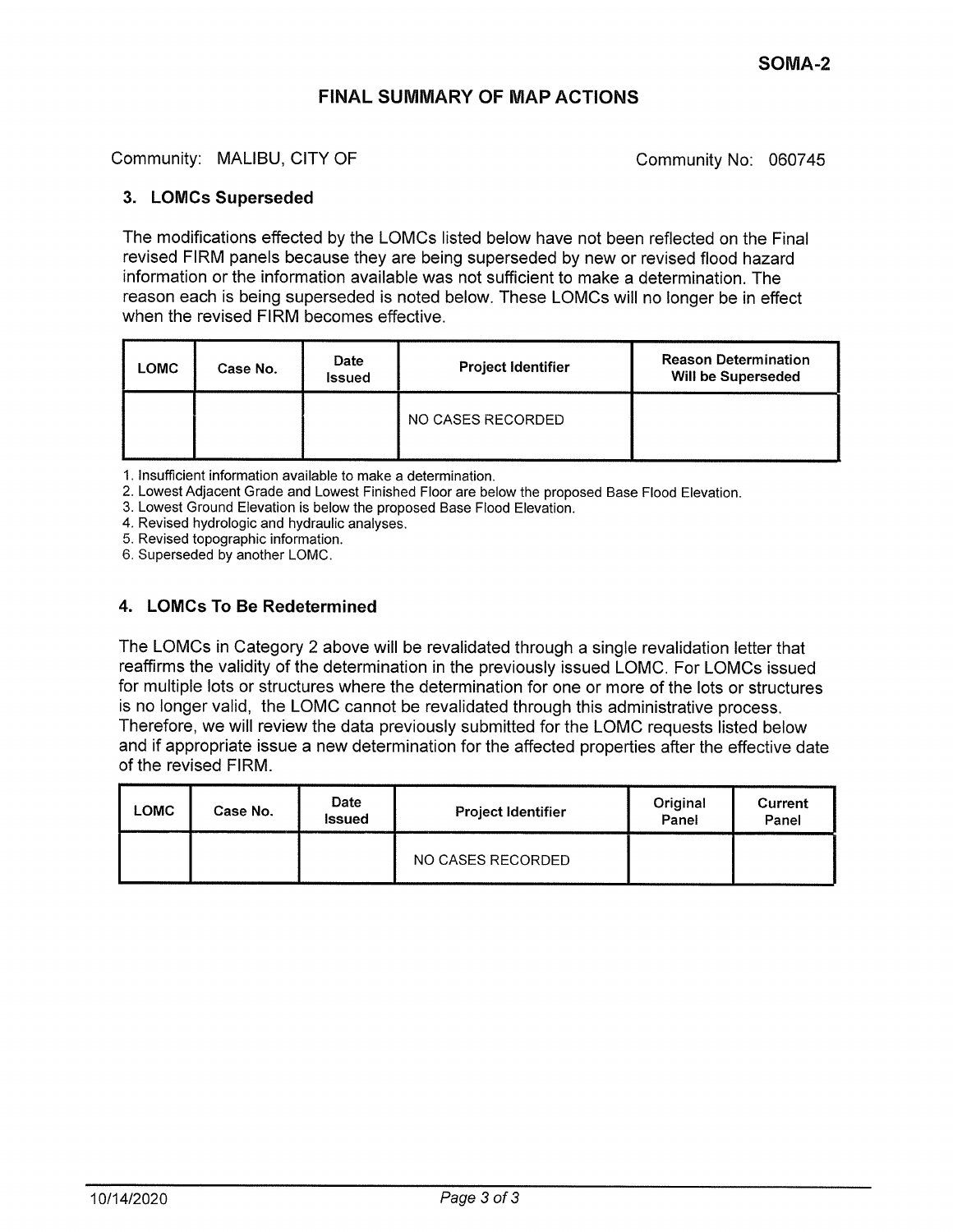SOMA-2

## FINAL SUMMARY OF MAP ACTIONS

Community: MALIBU, CITY OF Community No: 060745

### 3. LOMCs Superseded

The modifications effected by the LOMCs listed below have not been reflected on the Final revised FIRM panels because they are being superseded by new or revised flood hazard information or the information available was not sufficient to make a determination. The reason each is being superseded is noted below. These LOMCs will no longer be in effect when the revised FIRM becomes effective.

| LOMC | Case No. | Date Issued | Project Identifier | Reason Determination Will be Superseded |
|---|---|---|---|---|
| | | | NO CASES RECORDED | |

1. Insufficient information available to make a determination.
2. Lowest Adjacent Grade and Lowest Finished Floor are below the proposed Base Flood Elevation.
3. Lowest Ground Elevation is below the proposed Base Flood Elevation.
4. Revised hydrologic and hydraulic analyses.
5. Revised topographic information.
6. Superseded by another LOMC.

### 4. LOMCs To Be Redetermined

The LOMCs in Category 2 above will be revalidated through a single revalidation letter that reaffirms the validity of the determination in the previously issued LOMC. For LOMCs issued for multiple lots or structures where the determination for one or more of the lots or structures is no longer valid, the LOMC cannot be revalidated through this administrative process. Therefore, we will review the data previously submitted for the LOMC requests listed below and if appropriate issue a new determination for the affected properties after the effective date of the revised FIRM.

| LOMC | Case No. | Date Issued | Project Identifier | Original Panel | Current Panel |
|---|---|---|---|---|---|
| | | | NO CASES RECORDED | | |

10/14/2020